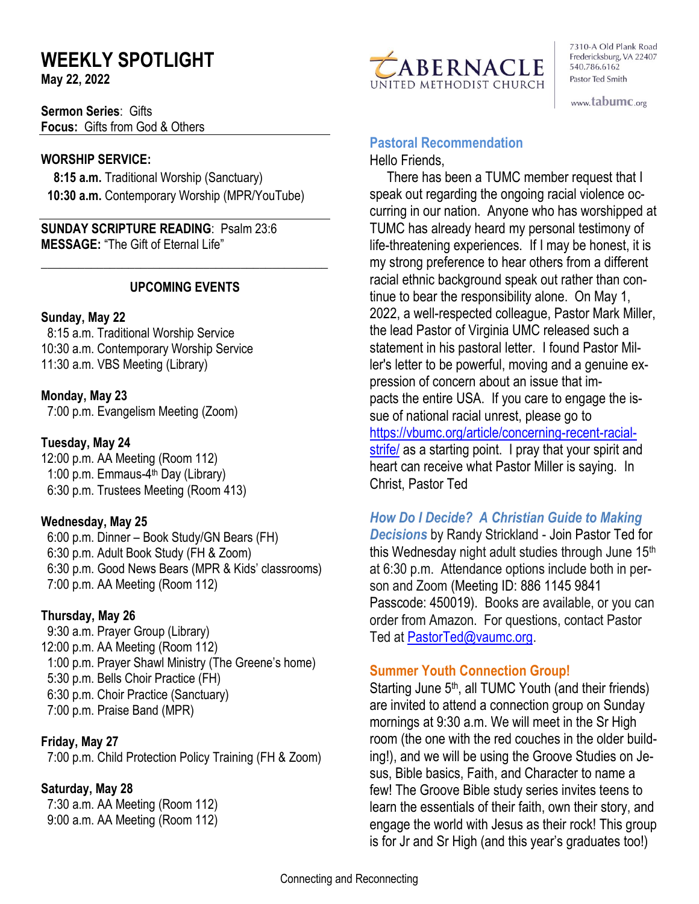# WEEKLY SPOTLIGHT

**May 22, 2022**

TABERNACLE UNITED METHODIST CHURCH

7310-A Old Plank Road
Fredericksburg, VA 22407
540.786.6162
Pastor Ted Smith

www.tabumc.org

**Sermon Series**: Gifts
**Focus:** Gifts from God & Others

**WORSHIP SERVICE:**

**8:15 a.m.** Traditional Worship (Sanctuary)
**10:30 a.m.** Contemporary Worship (MPR/YouTube)

**SUNDAY SCRIPTURE READING**: Psalm 23:6
**MESSAGE:** "The Gift of Eternal Life"

## UPCOMING EVENTS

**Sunday, May 22**
8:15 a.m. Traditional Worship Service
10:30 a.m. Contemporary Worship Service
11:30 a.m. VBS Meeting (Library)

**Monday, May 23**
7:00 p.m. Evangelism Meeting (Zoom)

**Tuesday, May 24**
12:00 p.m. AA Meeting (Room 112)
1:00 p.m. Emmaus-4th Day (Library)
6:30 p.m. Trustees Meeting (Room 413)

**Wednesday, May 25**
6:00 p.m. Dinner – Book Study/GN Bears (FH)
6:30 p.m. Adult Book Study (FH & Zoom)
6:30 p.m. Good News Bears (MPR & Kids' classrooms)
7:00 p.m. AA Meeting (Room 112)

**Thursday, May 26**
9:30 a.m. Prayer Group (Library)
12:00 p.m. AA Meeting (Room 112)
1:00 p.m. Prayer Shawl Ministry (The Greene's home)
5:30 p.m. Bells Choir Practice (FH)
6:30 p.m. Choir Practice (Sanctuary)
7:00 p.m. Praise Band (MPR)

**Friday, May 27**
7:00 p.m. Child Protection Policy Training (FH & Zoom)

**Saturday, May 28**
7:30 a.m. AA Meeting (Room 112)
9:00 a.m. AA Meeting (Room 112)

## Pastoral Recommendation

Hello Friends,

There has been a TUMC member request that I speak out regarding the ongoing racial violence occurring in our nation. Anyone who has worshipped at TUMC has already heard my personal testimony of life-threatening experiences. If I may be honest, it is my strong preference to hear others from a different racial ethnic background speak out rather than continue to bear the responsibility alone. On May 1, 2022, a well-respected colleague, Pastor Mark Miller, the lead Pastor of Virginia UMC released such a statement in his pastoral letter. I found Pastor Miller's letter to be powerful, moving and a genuine expression of concern about an issue that impacts the entire USA. If you care to engage the issue of national racial unrest, please go to https://vbumc.org/article/concerning-recent-racial-strife/ as a starting point. I pray that your spirit and heart can receive what Pastor Miller is saying. In Christ, Pastor Ted

***How Do I Decide? A Christian Guide to Making Decisions*** by Randy Strickland - Join Pastor Ted for this Wednesday night adult studies through June 15th at 6:30 p.m. Attendance options include both in person and Zoom (Meeting ID: 886 1145 9841 Passcode: 450019). Books are available, or you can order from Amazon. For questions, contact Pastor Ted at PastorTed@vaumc.org.

## Summer Youth Connection Group!

Starting June 5th, all TUMC Youth (and their friends) are invited to attend a connection group on Sunday mornings at 9:30 a.m. We will meet in the Sr High room (the one with the red couches in the older building!), and we will be using the Groove Studies on Jesus, Bible basics, Faith, and Character to name a few! The Groove Bible study series invites teens to learn the essentials of their faith, own their story, and engage the world with Jesus as their rock! This group is for Jr and Sr High (and this year's graduates too!)

Connecting and Reconnecting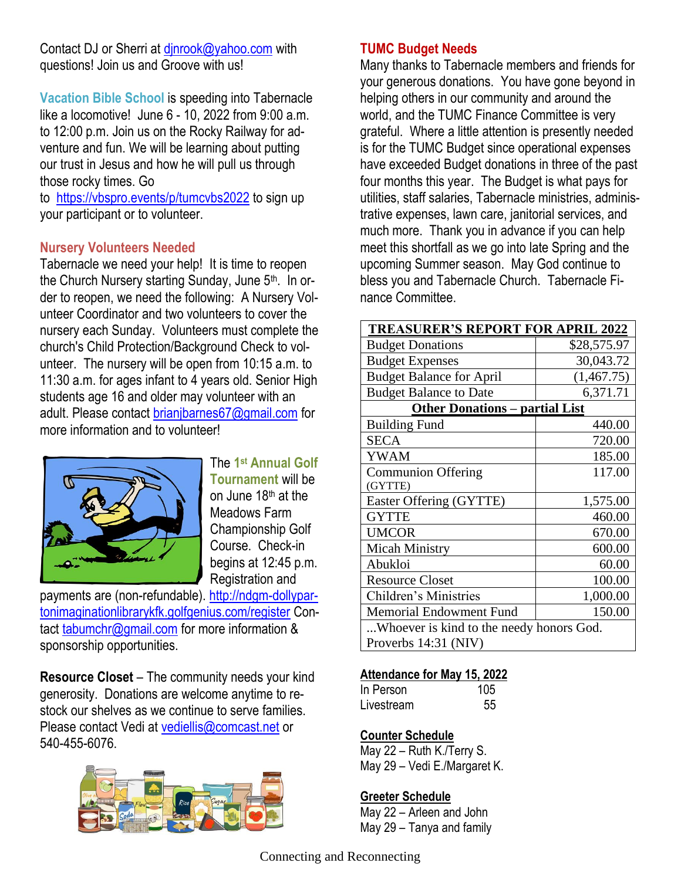Contact DJ or Sherri at djnrook@yahoo.com with questions! Join us and Groove with us!

**Vacation Bible School** is speeding into Tabernacle like a locomotive! June 6 - 10, 2022 from 9:00 a.m. to 12:00 p.m. Join us on the Rocky Railway for adventure and fun. We will be learning about putting our trust in Jesus and how he will pull us through those rocky times. Go to https://vbspro.events/p/tumcvbs2022 to sign up your participant or to volunteer.

**Nursery Volunteers Needed**

Tabernacle we need your help! It is time to reopen the Church Nursery starting Sunday, June 5th. In order to reopen, we need the following: A Nursery Volunteer Coordinator and two volunteers to cover the nursery each Sunday. Volunteers must complete the church's Child Protection/Background Check to volunteer. The nursery will be open from 10:15 a.m. to 11:30 a.m. for ages infant to 4 years old. Senior High students age 16 and older may volunteer with an adult. Please contact brianjbarnes67@gmail.com for more information and to volunteer!

The **1st Annual Golf Tournament** will be on June 18th at the Meadows Farm Championship Golf Course. Check-in begins at 12:45 p.m. Registration and payments are (non-refundable). http://ndgm-dollypartonimaginationlibrarykfk.golfgenius.com/register Contact tabumchr@gmail.com for more information & sponsorship opportunities.

**Resource Closet** – The community needs your kind generosity. Donations are welcome anytime to restock our shelves as we continue to serve families. Please contact Vedi at vediellis@comcast.net or 540-455-6076.

**TUMC Budget Needs**

Many thanks to Tabernacle members and friends for your generous donations. You have gone beyond in helping others in our community and around the world, and the TUMC Finance Committee is very grateful. Where a little attention is presently needed is for the TUMC Budget since operational expenses have exceeded Budget donations in three of the past four months this year. The Budget is what pays for utilities, staff salaries, Tabernacle ministries, administrative expenses, lawn care, janitorial services, and much more. Thank you in advance if you can help meet this shortfall as we go into late Spring and the upcoming Summer season. May God continue to bless you and Tabernacle Church. Tabernacle Finance Committee.

| TREASURER'S REPORT FOR APRIL 2022 | |
|---|---|
| Budget Donations | $28,575.97 |
| Budget Expenses | 30,043.72 |
| Budget Balance for April | (1,467.75) |
| Budget Balance to Date | 6,371.71 |
| **Other Donations – partial List** | |
| Building Fund | 440.00 |
| SECA | 720.00 |
| YWAM | 185.00 |
| Communion Offering (GYTTE) | 117.00 |
| Easter Offering (GYTTE) | 1,575.00 |
| GYTTE | 460.00 |
| UMCOR | 670.00 |
| Micah Ministry | 600.00 |
| Abukloi | 60.00 |
| Resource Closet | 100.00 |
| Children's Ministries | 1,000.00 |
| Memorial Endowment Fund | 150.00 |
| ...Whoever is kind to the needy honors God. Proverbs 14:31 (NIV) | |

**Attendance for May 15, 2022**

In Person 105
Livestream 55

**Counter Schedule**

May 22 – Ruth K./Terry S.
May 29 – Vedi E./Margaret K.

**Greeter Schedule**

May 22 – Arleen and John
May 29 – Tanya and family

Connecting and Reconnecting